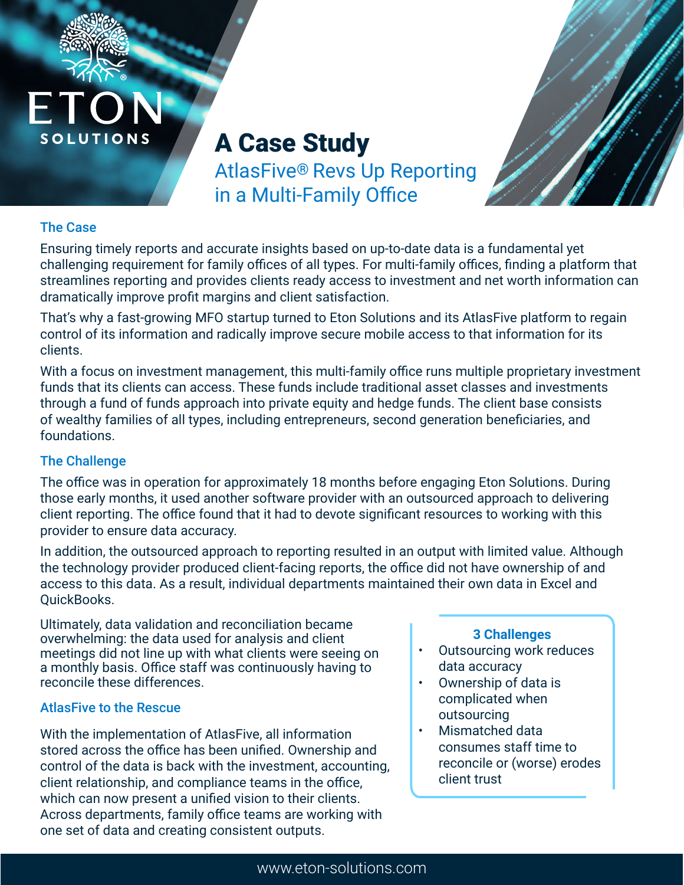ETON SOLUTIONS

# A Case Study

## AtlasFive® Revs Up Reporting in a Multi-Family Office

### The Case

Ensuring timely reports and accurate insights based on up-to-date data is a fundamental yet challenging requirement for family offices of all types. For multi-family offices, finding a platform that streamlines reporting and provides clients ready access to investment and net worth information can dramatically improve profit margins and client satisfaction.

That's why a fast-growing MFO startup turned to Eton Solutions and its AtlasFive platform to regain control of its information and radically improve secure mobile access to that information for its clients.

With a focus on investment management, this multi-family office runs multiple proprietary investment funds that its clients can access. These funds include traditional asset classes and investments through a fund of funds approach into private equity and hedge funds. The client base consists of wealthy families of all types, including entrepreneurs, second generation beneficiaries, and foundations.

### The Challenge

The office was in operation for approximately 18 months before engaging Eton Solutions. During those early months, it used another software provider with an outsourced approach to delivering client reporting. The office found that it had to devote significant resources to working with this provider to ensure data accuracy.

In addition, the outsourced approach to reporting resulted in an output with limited value. Although the technology provider produced client-facing reports, the office did not have ownership of and access to this data. As a result, individual departments maintained their own data in Excel and QuickBooks.

Ultimately, data validation and reconciliation became overwhelming: the data used for analysis and client meetings did not line up with what clients were seeing on a monthly basis. Office staff was continuously having to reconcile these differences.

**3 Challenges**

- Outsourcing work reduces data accuracy
- Ownership of data is complicated when outsourcing
- Mismatched data consumes staff time to reconcile or (worse) erodes client trust

### AtlasFive to the Rescue

With the implementation of AtlasFive, all information stored across the office has been unified. Ownership and control of the data is back with the investment, accounting, client relationship, and compliance teams in the office, which can now present a unified vision to their clients. Across departments, family office teams are working with one set of data and creating consistent outputs.

www.eton-solutions.com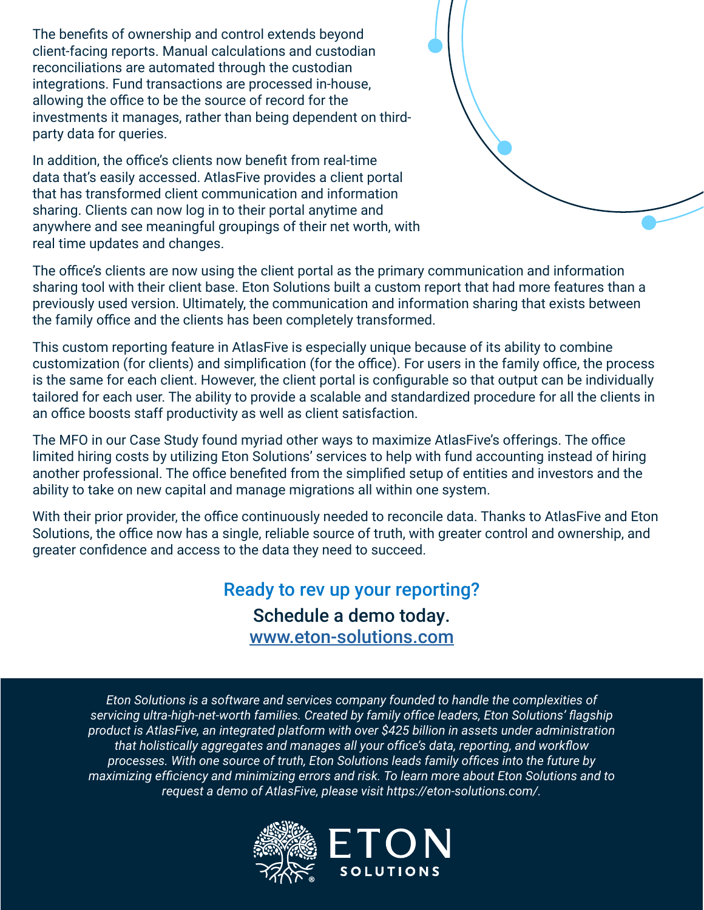The benefits of ownership and control extends beyond client-facing reports. Manual calculations and custodian reconciliations are automated through the custodian integrations. Fund transactions are processed in-house, allowing the office to be the source of record for the investments it manages, rather than being dependent on third-party data for queries.

In addition, the office's clients now benefit from real-time data that's easily accessed. AtlasFive provides a client portal that has transformed client communication and information sharing. Clients can now log in to their portal anytime and anywhere and see meaningful groupings of their net worth, with real time updates and changes.

The office's clients are now using the client portal as the primary communication and information sharing tool with their client base. Eton Solutions built a custom report that had more features than a previously used version. Ultimately, the communication and information sharing that exists between the family office and the clients has been completely transformed.

This custom reporting feature in AtlasFive is especially unique because of its ability to combine customization (for clients) and simplification (for the office). For users in the family office, the process is the same for each client. However, the client portal is configurable so that output can be individually tailored for each user. The ability to provide a scalable and standardized procedure for all the clients in an office boosts staff productivity as well as client satisfaction.

The MFO in our Case Study found myriad other ways to maximize AtlasFive's offerings. The office limited hiring costs by utilizing Eton Solutions' services to help with fund accounting instead of hiring another professional. The office benefited from the simplified setup of entities and investors and the ability to take on new capital and manage migrations all within one system.

With their prior provider, the office continuously needed to reconcile data. Thanks to AtlasFive and Eton Solutions, the office now has a single, reliable source of truth, with greater control and ownership, and greater confidence and access to the data they need to succeed.

## Ready to rev up your reporting?

**Schedule a demo today.**

[www.eton-solutions.com](http://www.eton-solutions.com)

*Eton Solutions is a software and services company founded to handle the complexities of servicing ultra-high-net-worth families. Created by family office leaders, Eton Solutions' flagship product is AtlasFive, an integrated platform with over $425 billion in assets under administration that holistically aggregates and manages all your office's data, reporting, and workflow processes. With one source of truth, Eton Solutions leads family offices into the future by maximizing efficiency and minimizing errors and risk. To learn more about Eton Solutions and to request a demo of AtlasFive, please visit https://eton-solutions.com/.*

ETON SOLUTIONS